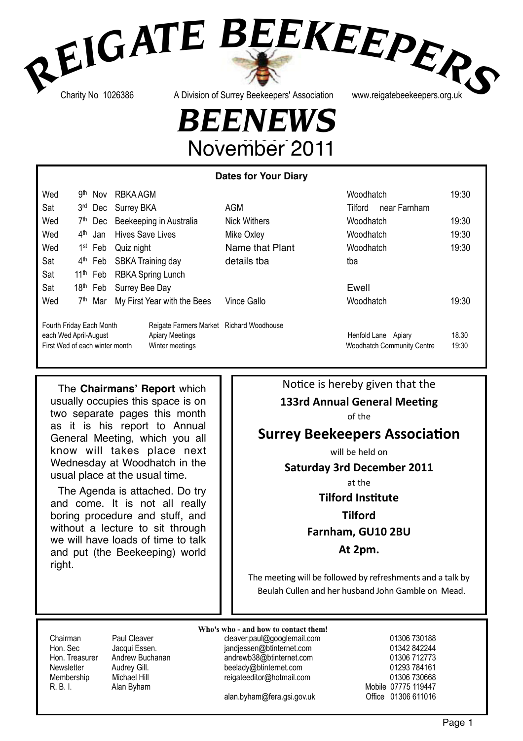# REIGATE BEEKEEPERS

Charity No 1026386 | A Division of Surrey Beekeepers' Association | www.reigatebeekeepers.org.uk

# BEENEWS

## November 2011

### Dates for Your Diary

| | | | | | | |
|---|---|---|---|---|---|---|
| Wed | 9th | Nov | RBKA AGM | | Woodhatch | 19:30 |
| Sat | 3rd | Dec | Surrey BKA | AGM | Tilford near Farnham | |
| Wed | 7th | Dec | Beekeeping in Australia | Nick Withers | Woodhatch | 19:30 |
| Wed | 4th | Jan | Hives Save Lives | Mike Oxley | Woodhatch | 19:30 |
| Wed | 1st | Feb | Quiz night | Name that Plant | Woodhatch | 19:30 |
| Sat | 4th | Feb | SBKA Training day | details tba | tba | |
| Sat | 11th | Feb | RBKA Spring Lunch | | | |
| Sat | 18th | Feb | Surrey Bee Day | | Ewell | |
| Wed | 7th | Mar | My First Year with the Bees | Vince Gallo | Woodhatch | 19:30 |

| | | | | |
|---|---|---|---|---|
| Fourth Friday Each Month | Reigate Farmers Market | Richard Woodhouse | | |
| each Wed April-August | Apiary Meetings | | Henfold Lane Apiary | 18.30 |
| First Wed of each winter month | Winter meetings | | Woodhatch Community Centre | 19:30 |

The **Chairmans' Report** which usually occupies this space is on two separate pages this month as it is his report to Annual General Meeting, which you all know will takes place next Wednesday at Woodhatch in the usual place at the usual time.

The Agenda is attached. Do try and come. It is not all really boring procedure and stuff, and without a lecture to sit through we will have loads of time to talk and put (the Beekeeping) world right.

Notice is hereby given that the

**133rd Annual General Meeting**

of the

## Surrey Beekeepers Association

will be held on

**Saturday 3rd December 2011**

at the

**Tilford Institute**

**Tilford**

**Farnham, GU10 2BU**

**At 2pm.**

The meeting will be followed by refreshments and a talk by Beulah Cullen and her husband John Gamble on Mead.

**Who's who - and how to contact them!**

| | | | |
|---|---|---|---|
| Chairman | Paul Cleaver | cleaver.paul@googlemail.com | 01306 730188 |
| Hon. Sec | Jacqui Essen. | jandjessen@btinternet.com | 01342 842244 |
| Hon. Treasurer | Andrew Buchanan | andrewb38@btinternet.com | 01306 712773 |
| Newsletter | Audrey Gill. | beelady@btinternet.com | 01293 784161 |
| Membership | Michael Hill | reigateeditor@hotmail.com | 01306 730668 |
| R. B. I. | Alan Byham | | Mobile 07775 119447 |
| | | alan.byham@fera.gsi.gov.uk | Office 01306 611016 |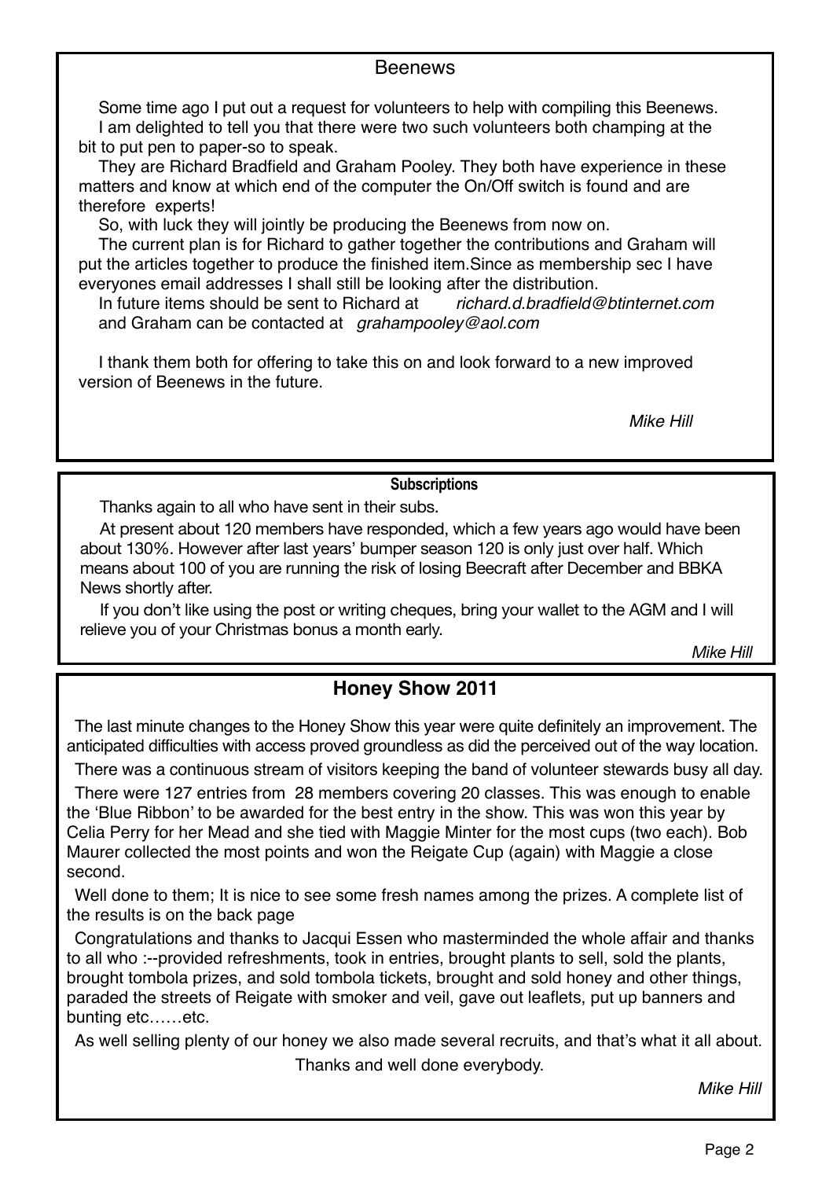## Beenews

Some time ago I put out a request for volunteers to help with compiling this Beenews.

I am delighted to tell you that there were two such volunteers both champing at the bit to put pen to paper-so to speak.

They are Richard Bradfield and Graham Pooley. They both have experience in these matters and know at which end of the computer the On/Off switch is found and are therefore experts!

So, with luck they will jointly be producing the Beenews from now on.

The current plan is for Richard to gather together the contributions and Graham will put the articles together to produce the finished item.Since as membership sec I have everyones email addresses I shall still be looking after the distribution.

In future items should be sent to Richard at *richard.d.bradfield@btinternet.com* and Graham can be contacted at *grahampooley@aol.com*

I thank them both for offering to take this on and look forward to a new improved version of Beenews in the future.

*Mike Hill*

## Subscriptions

Thanks again to all who have sent in their subs.

At present about 120 members have responded, which a few years ago would have been about 130%. However after last years' bumper season 120 is only just over half. Which means about 100 of you are running the risk of losing Beecraft after December and BBKA News shortly after.

If you don't like using the post or writing cheques, bring your wallet to the AGM and I will relieve you of your Christmas bonus a month early.

*Mike Hill*

## Honey Show 2011

The last minute changes to the Honey Show this year were quite definitely an improvement. The anticipated difficulties with access proved groundless as did the perceived out of the way location.

There was a continuous stream of visitors keeping the band of volunteer stewards busy all day.

There were 127 entries from 28 members covering 20 classes. This was enough to enable the 'Blue Ribbon' to be awarded for the best entry in the show. This was won this year by Celia Perry for her Mead and she tied with Maggie Minter for the most cups (two each). Bob Maurer collected the most points and won the Reigate Cup (again) with Maggie a close second.

Well done to them; It is nice to see some fresh names among the prizes. A complete list of the results is on the back page

Congratulations and thanks to Jacqui Essen who masterminded the whole affair and thanks to all who :--provided refreshments, took in entries, brought plants to sell, sold the plants, brought tombola prizes, and sold tombola tickets, brought and sold honey and other things, paraded the streets of Reigate with smoker and veil, gave out leaflets, put up banners and bunting etc……etc.

As well selling plenty of our honey we also made several recruits, and that's what it all about.

Thanks and well done everybody.

*Mike Hill*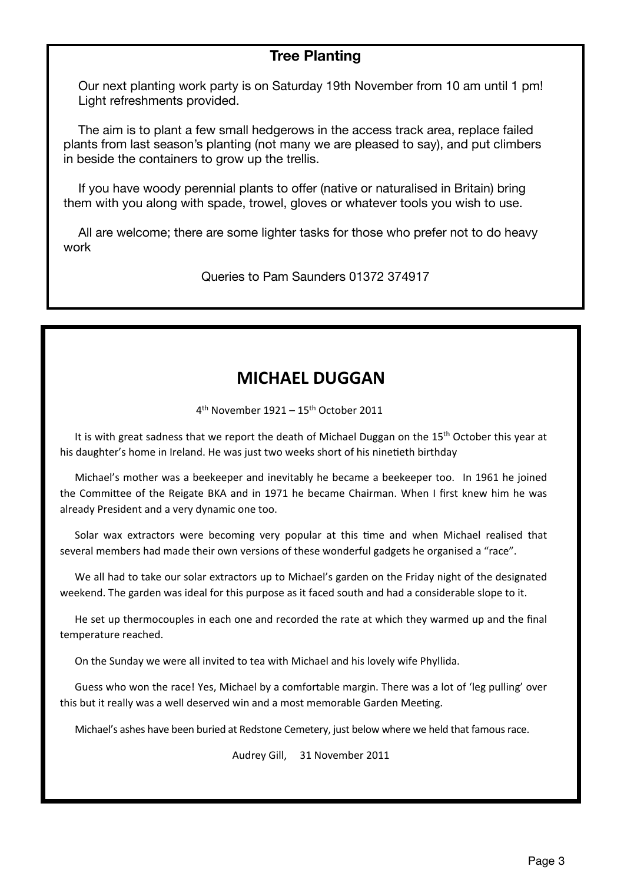## Tree Planting

Our next planting work party is on Saturday 19th November from 10 am until 1 pm! Light refreshments provided.

The aim is to plant a few small hedgerows in the access track area, replace failed plants from last season's planting (not many we are pleased to say), and put climbers in beside the containers to grow up the trellis.

If you have woody perennial plants to offer (native or naturalised in Britain) bring them with you along with spade, trowel, gloves or whatever tools you wish to use.

All are welcome; there are some lighter tasks for those who prefer not to do heavy work

Queries to Pam Saunders 01372 374917

## MICHAEL DUGGAN

4th November 1921 – 15th October 2011

It is with great sadness that we report the death of Michael Duggan on the 15th October this year at his daughter's home in Ireland. He was just two weeks short of his ninetieth birthday

Michael's mother was a beekeeper and inevitably he became a beekeeper too. In 1961 he joined the Committee of the Reigate BKA and in 1971 he became Chairman. When I first knew him he was already President and a very dynamic one too.

Solar wax extractors were becoming very popular at this time and when Michael realised that several members had made their own versions of these wonderful gadgets he organised a "race".

We all had to take our solar extractors up to Michael's garden on the Friday night of the designated weekend. The garden was ideal for this purpose as it faced south and had a considerable slope to it.

He set up thermocouples in each one and recorded the rate at which they warmed up and the final temperature reached.

On the Sunday we were all invited to tea with Michael and his lovely wife Phyllida.

Guess who won the race! Yes, Michael by a comfortable margin. There was a lot of 'leg pulling' over this but it really was a well deserved win and a most memorable Garden Meeting.

Michael's ashes have been buried at Redstone Cemetery, just below where we held that famous race.

Audrey Gill, 31 November 2011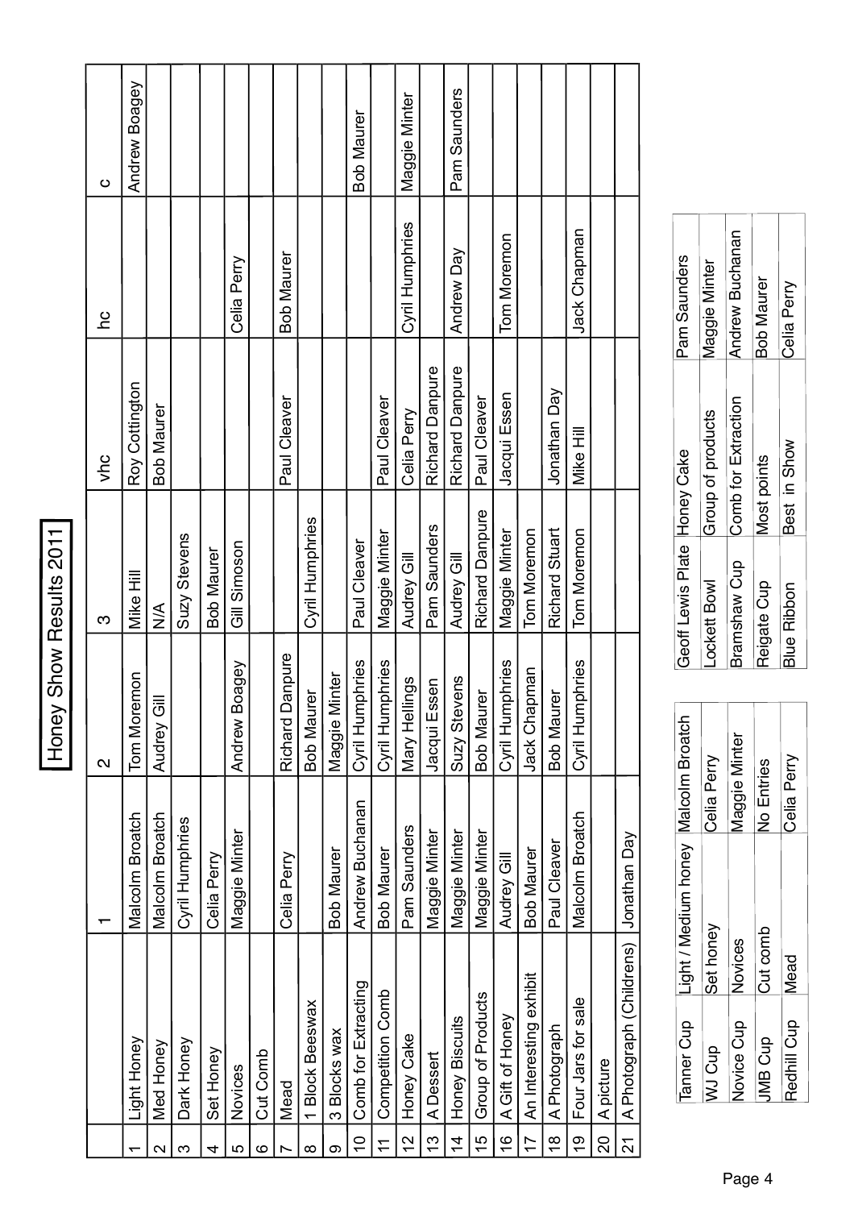# Honey Show Results 2011

| | | 1 | 2 | 3 | vhc | hc | c |
|---|---|---|---|---|---|---|---|
| 1 | Light Honey | Malcolm Broatch | Tom Moremon | Mike Hill | Roy Cottington | | Andrew Boagey |
| 2 | Med Honey | Malcolm Broatch | Audrey Gill | N/A | Bob Maurer | | |
| 3 | Dark Honey | Cyril Humphries | | Suzy Stevens | | | |
| 4 | Set Honey | Celia Perry | | Bob Maurer | | | |
| 5 | Novices | Maggie Minter | Andrew Boagey | Gill Simoson | | Celia Perry | |
| 6 | Cut Comb | | | | | | |
| 7 | Mead | Celia Perry | Richard Danpure | | Paul Cleaver | Bob Maurer | |
| 8 | 1 Block Beeswax | | Bob Maurer | Cyril Humphries | | | |
| 9 | 3 Blocks wax | Bob Maurer | Maggie Minter | | | | |
| 10 | Comb for Extracting | Andrew Buchanan | Cyril Humphries | Paul Cleaver | | | Bob Maurer |
| 11 | Competition Comb | Bob Maurer | Cyril Humphries | Maggie Minter | Paul Cleaver | | |
| 12 | Honey Cake | Pam Saunders | Mary Hellings | Audrey Gill | Celia Perry | Cyril Humphries | Maggie Minter |
| 13 | A Dessert | Maggie Minter | Jacqui Essen | Pam Saunders | Richard Danpure | | |
| 14 | Honey Biscuits | Maggie Minter | Suzy Stevens | Audrey Gill | Richard Danpure | Andrew Day | Pam Saunders |
| 15 | Group of Products | Maggie Minter | Bob Maurer | Richard Danpure | Paul Cleaver | | |
| 16 | A Gift of Honey | Audrey Gill | Cyril Humphries | Maggie Minter | Jacqui Essen | Tom Moremon | |
| 17 | An Interesting exhibit | Bob Maurer | Jack Chapman | Tom Moremon | | | |
| 18 | A Photograph | Paul Cleaver | Bob Maurer | Richard Stuart | Jonathan Day | | |
| 19 | Four Jars for sale | Malcolm Broatch | Cyril Humphries | Tom Moremon | Mike Hill | Jack Chapman | |
| 20 | A picture | | | | | | |
| 21 | A Photograph (Childrens) | Jonathan Day | | | | | |

| | | |
|---|---|---|
| Tanner Cup | Light / Medium honey | Malcolm Broatch |
| WJ Cup | Set honey | Celia Perry |
| Novice Cup | Novices | Maggie Minter |
| JMB Cup | Cut comb | No Entries |
| Redhill Cup | Mead | Celia Perry |

| | | |
|---|---|---|
| Geoff Lewis Plate | Honey Cake | Pam Saunders |
| Lockett Bowl | Group of products | Maggie Minter |
| Bramshaw Cup | Comb for Extraction | Andrew Buchanan |
| Reigate Cup | Most points | Bob Maurer |
| Blue Ribbon | Best in Show | Celia Perry |